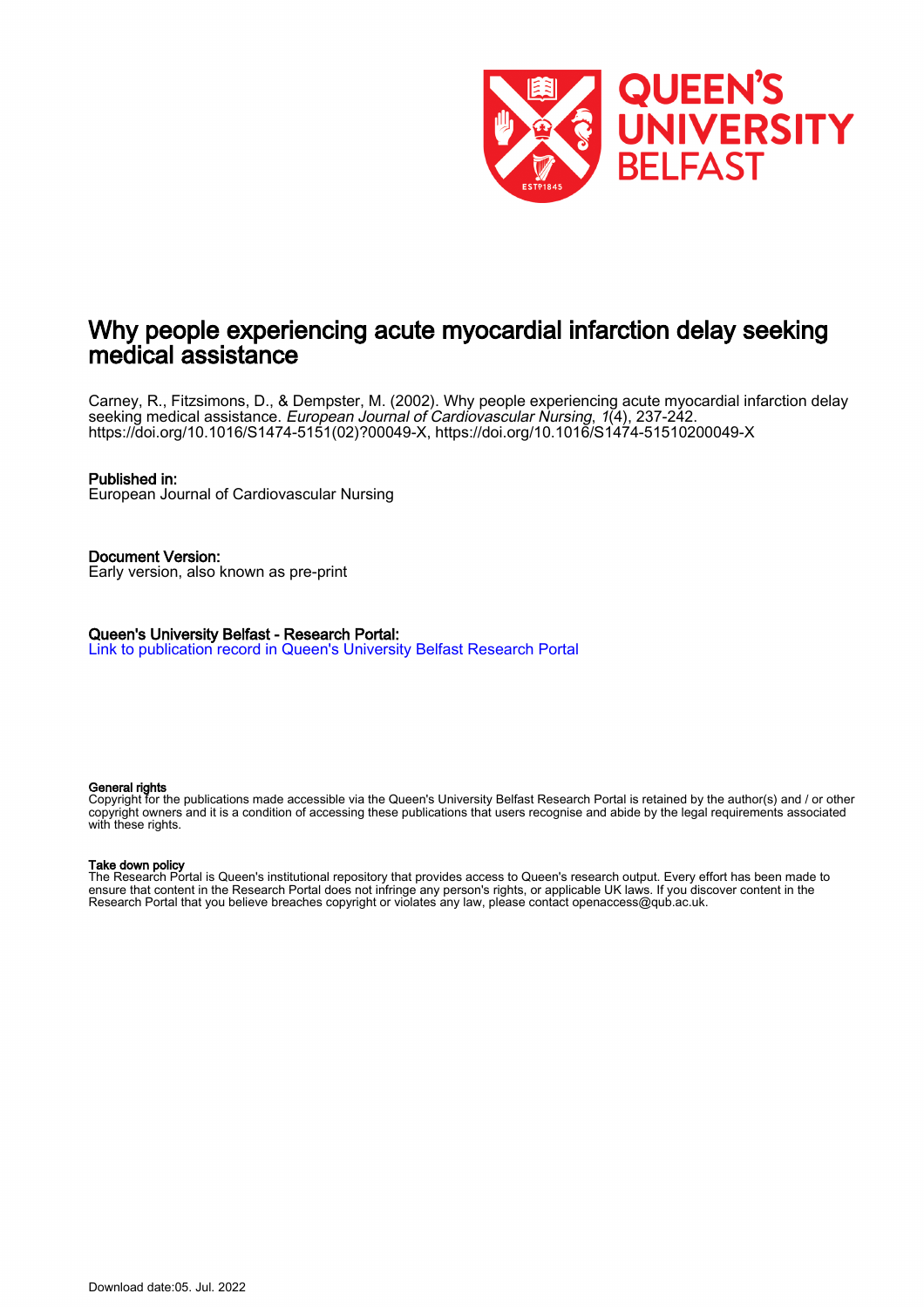# Why people experiencing acute myocardial infarction delay seeking medical assistance

Carney, R., Fitzsimons, D., & Dempster, M. (2002). Why people experiencing acute myocardial infarction delay seeking medical assistance. *European Journal of Cardiovascular Nursing*, *1*(4), 237-242. https://doi.org/10.1016/S1474-5151(02)?00049-X, https://doi.org/10.1016/S1474-51510200049-X

**Published in:**
European Journal of Cardiovascular Nursing

**Document Version:**
Early version, also known as pre-print

**Queen's University Belfast - Research Portal:**
Link to publication record in Queen's University Belfast Research Portal

**General rights**
Copyright for the publications made accessible via the Queen's University Belfast Research Portal is retained by the author(s) and / or other copyright owners and it is a condition of accessing these publications that users recognise and abide by the legal requirements associated with these rights.

**Take down policy**
The Research Portal is Queen's institutional repository that provides access to Queen's research output. Every effort has been made to ensure that content in the Research Portal does not infringe any person's rights, or applicable UK laws. If you discover content in the Research Portal that you believe breaches copyright or violates any law, please contact openaccess@qub.ac.uk.

Download date:05. Jul. 2022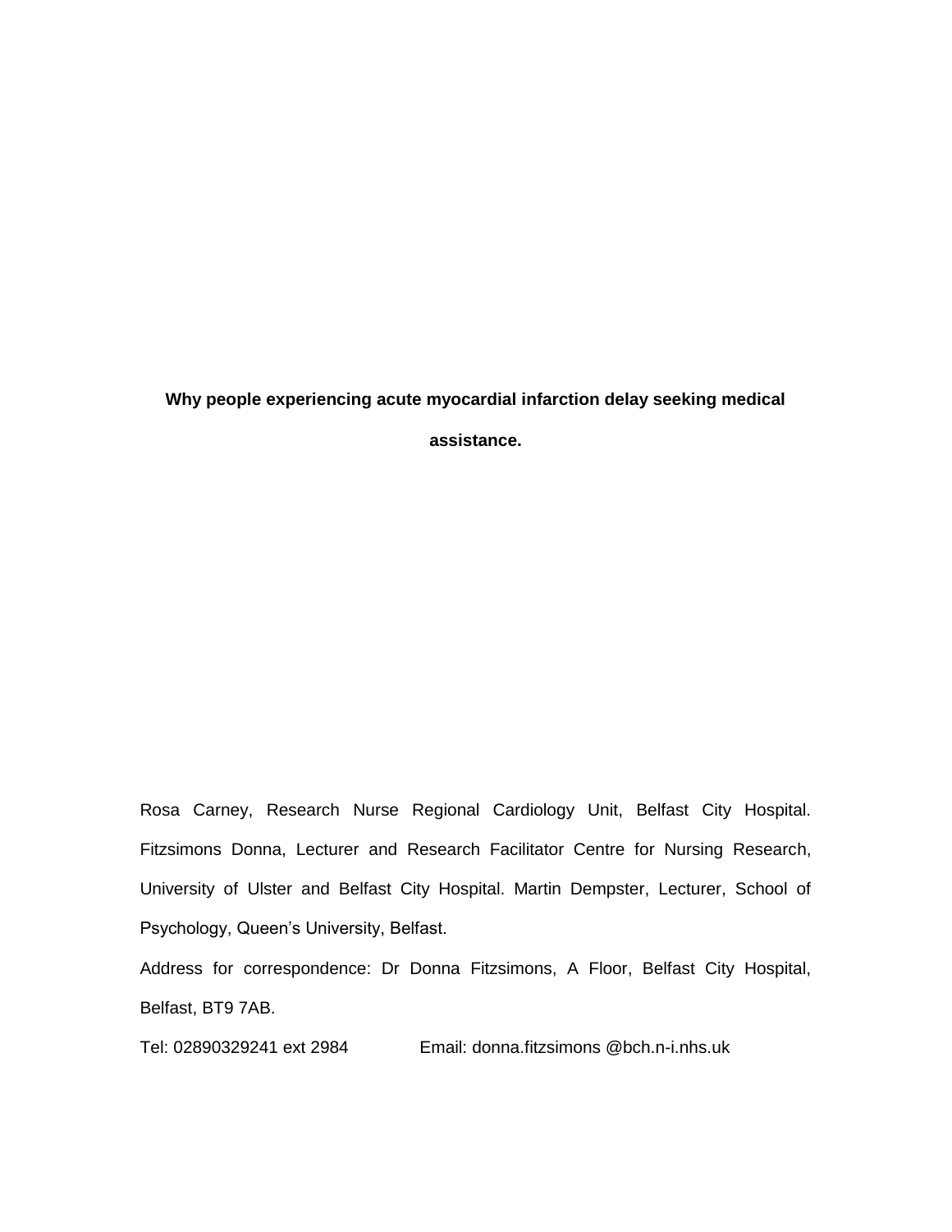**Why people experiencing acute myocardial infarction delay seeking medical assistance.**

Rosa Carney, Research Nurse Regional Cardiology Unit, Belfast City Hospital. Fitzsimons Donna, Lecturer and Research Facilitator Centre for Nursing Research, University of Ulster and Belfast City Hospital. Martin Dempster, Lecturer, School of Psychology, Queen's University, Belfast.

Address for correspondence: Dr Donna Fitzsimons, A Floor, Belfast City Hospital, Belfast, BT9 7AB.

Tel: 02890329241 ext 2984 Email: donna.fitzsimons @bch.n-i.nhs.uk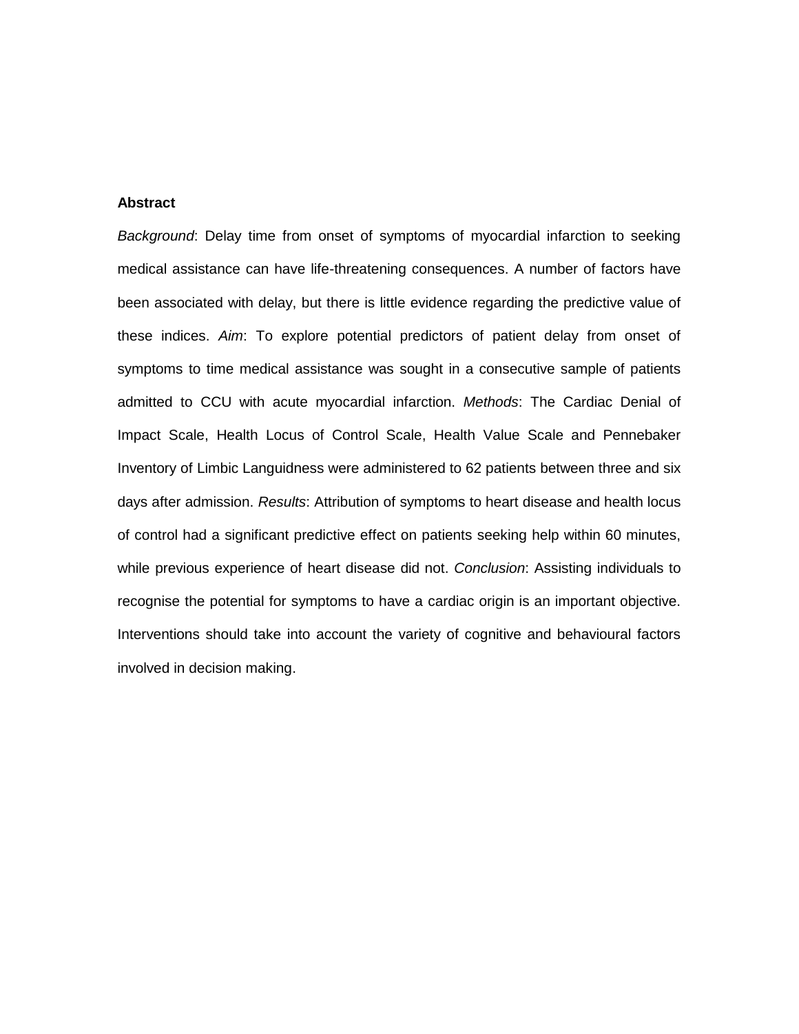## Abstract

*Background*: Delay time from onset of symptoms of myocardial infarction to seeking medical assistance can have life-threatening consequences. A number of factors have been associated with delay, but there is little evidence regarding the predictive value of these indices. *Aim*: To explore potential predictors of patient delay from onset of symptoms to time medical assistance was sought in a consecutive sample of patients admitted to CCU with acute myocardial infarction. *Methods*: The Cardiac Denial of Impact Scale, Health Locus of Control Scale, Health Value Scale and Pennebaker Inventory of Limbic Languidness were administered to 62 patients between three and six days after admission. *Results*: Attribution of symptoms to heart disease and health locus of control had a significant predictive effect on patients seeking help within 60 minutes, while previous experience of heart disease did not. *Conclusion*: Assisting individuals to recognise the potential for symptoms to have a cardiac origin is an important objective. Interventions should take into account the variety of cognitive and behavioural factors involved in decision making.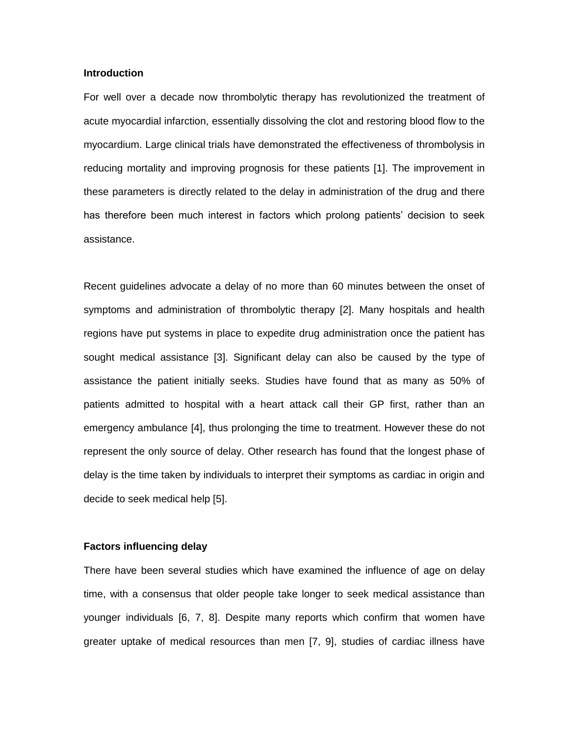## Introduction

For well over a decade now thrombolytic therapy has revolutionized the treatment of acute myocardial infarction, essentially dissolving the clot and restoring blood flow to the myocardium. Large clinical trials have demonstrated the effectiveness of thrombolysis in reducing mortality and improving prognosis for these patients [1]. The improvement in these parameters is directly related to the delay in administration of the drug and there has therefore been much interest in factors which prolong patients' decision to seek assistance.

Recent guidelines advocate a delay of no more than 60 minutes between the onset of symptoms and administration of thrombolytic therapy [2]. Many hospitals and health regions have put systems in place to expedite drug administration once the patient has sought medical assistance [3]. Significant delay can also be caused by the type of assistance the patient initially seeks. Studies have found that as many as 50% of patients admitted to hospital with a heart attack call their GP first, rather than an emergency ambulance [4], thus prolonging the time to treatment. However these do not represent the only source of delay. Other research has found that the longest phase of delay is the time taken by individuals to interpret their symptoms as cardiac in origin and decide to seek medical help [5].

### Factors influencing delay

There have been several studies which have examined the influence of age on delay time, with a consensus that older people take longer to seek medical assistance than younger individuals [6, 7, 8]. Despite many reports which confirm that women have greater uptake of medical resources than men [7, 9], studies of cardiac illness have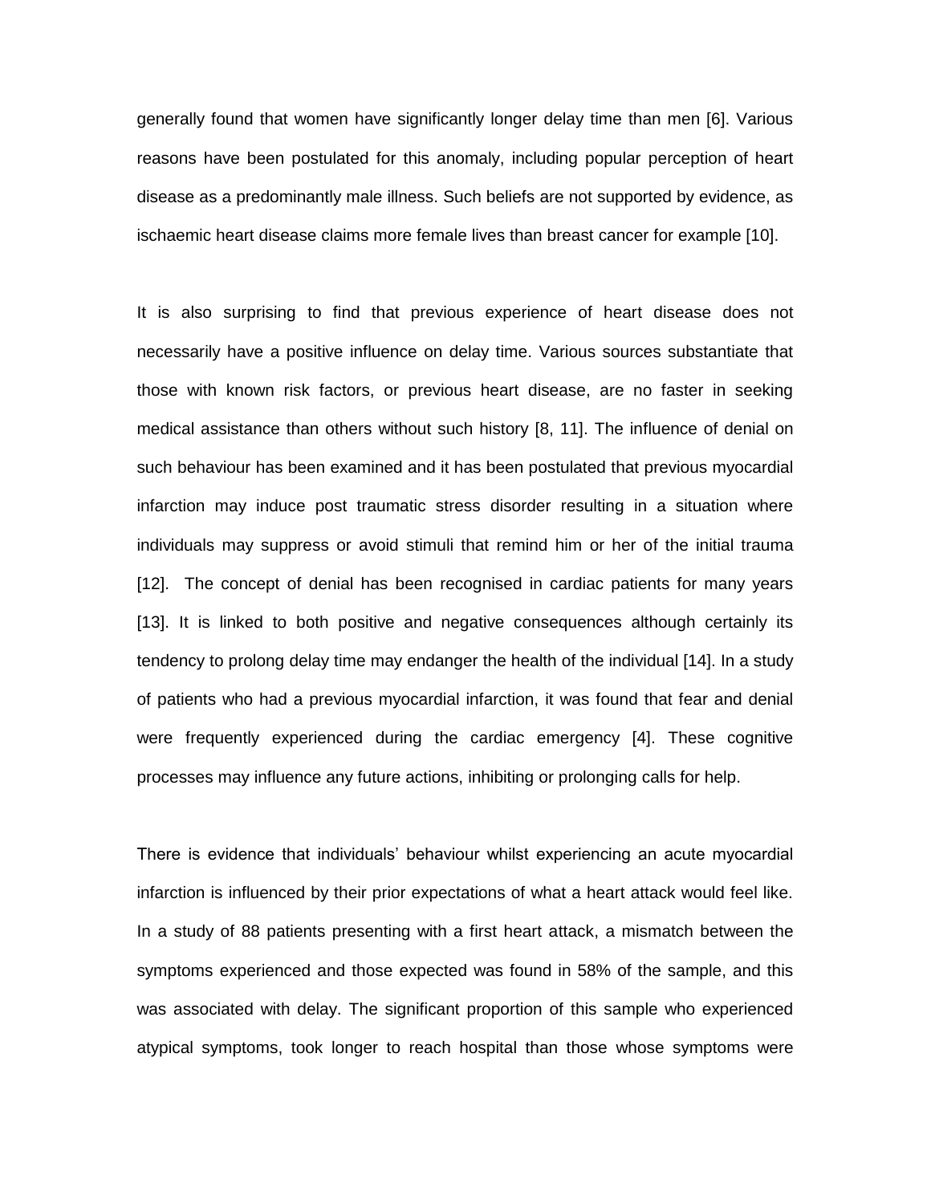generally found that women have significantly longer delay time than men [6]. Various reasons have been postulated for this anomaly, including popular perception of heart disease as a predominantly male illness. Such beliefs are not supported by evidence, as ischaemic heart disease claims more female lives than breast cancer for example [10].

It is also surprising to find that previous experience of heart disease does not necessarily have a positive influence on delay time. Various sources substantiate that those with known risk factors, or previous heart disease, are no faster in seeking medical assistance than others without such history [8, 11]. The influence of denial on such behaviour has been examined and it has been postulated that previous myocardial infarction may induce post traumatic stress disorder resulting in a situation where individuals may suppress or avoid stimuli that remind him or her of the initial trauma [12]. The concept of denial has been recognised in cardiac patients for many years [13]. It is linked to both positive and negative consequences although certainly its tendency to prolong delay time may endanger the health of the individual [14]. In a study of patients who had a previous myocardial infarction, it was found that fear and denial were frequently experienced during the cardiac emergency [4]. These cognitive processes may influence any future actions, inhibiting or prolonging calls for help.

There is evidence that individuals' behaviour whilst experiencing an acute myocardial infarction is influenced by their prior expectations of what a heart attack would feel like. In a study of 88 patients presenting with a first heart attack, a mismatch between the symptoms experienced and those expected was found in 58% of the sample, and this was associated with delay. The significant proportion of this sample who experienced atypical symptoms, took longer to reach hospital than those whose symptoms were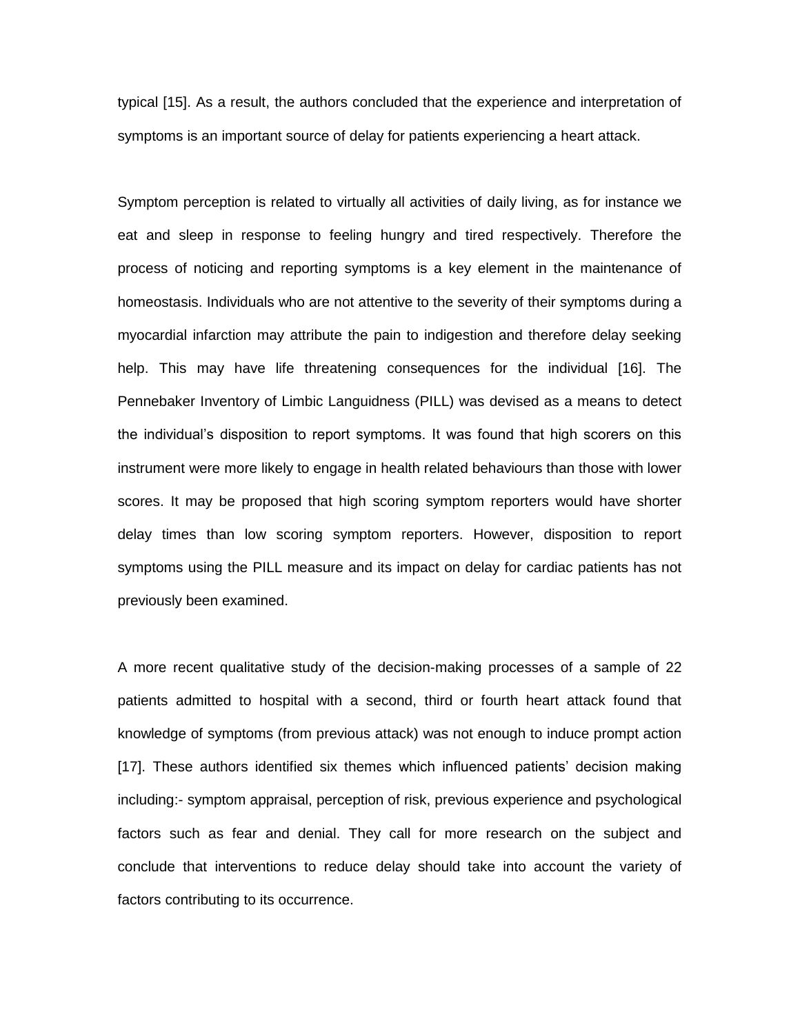typical [15]. As a result, the authors concluded that the experience and interpretation of symptoms is an important source of delay for patients experiencing a heart attack.

Symptom perception is related to virtually all activities of daily living, as for instance we eat and sleep in response to feeling hungry and tired respectively. Therefore the process of noticing and reporting symptoms is a key element in the maintenance of homeostasis. Individuals who are not attentive to the severity of their symptoms during a myocardial infarction may attribute the pain to indigestion and therefore delay seeking help. This may have life threatening consequences for the individual [16]. The Pennebaker Inventory of Limbic Languidness (PILL) was devised as a means to detect the individual's disposition to report symptoms. It was found that high scorers on this instrument were more likely to engage in health related behaviours than those with lower scores. It may be proposed that high scoring symptom reporters would have shorter delay times than low scoring symptom reporters. However, disposition to report symptoms using the PILL measure and its impact on delay for cardiac patients has not previously been examined.

A more recent qualitative study of the decision-making processes of a sample of 22 patients admitted to hospital with a second, third or fourth heart attack found that knowledge of symptoms (from previous attack) was not enough to induce prompt action [17]. These authors identified six themes which influenced patients' decision making including:- symptom appraisal, perception of risk, previous experience and psychological factors such as fear and denial. They call for more research on the subject and conclude that interventions to reduce delay should take into account the variety of factors contributing to its occurrence.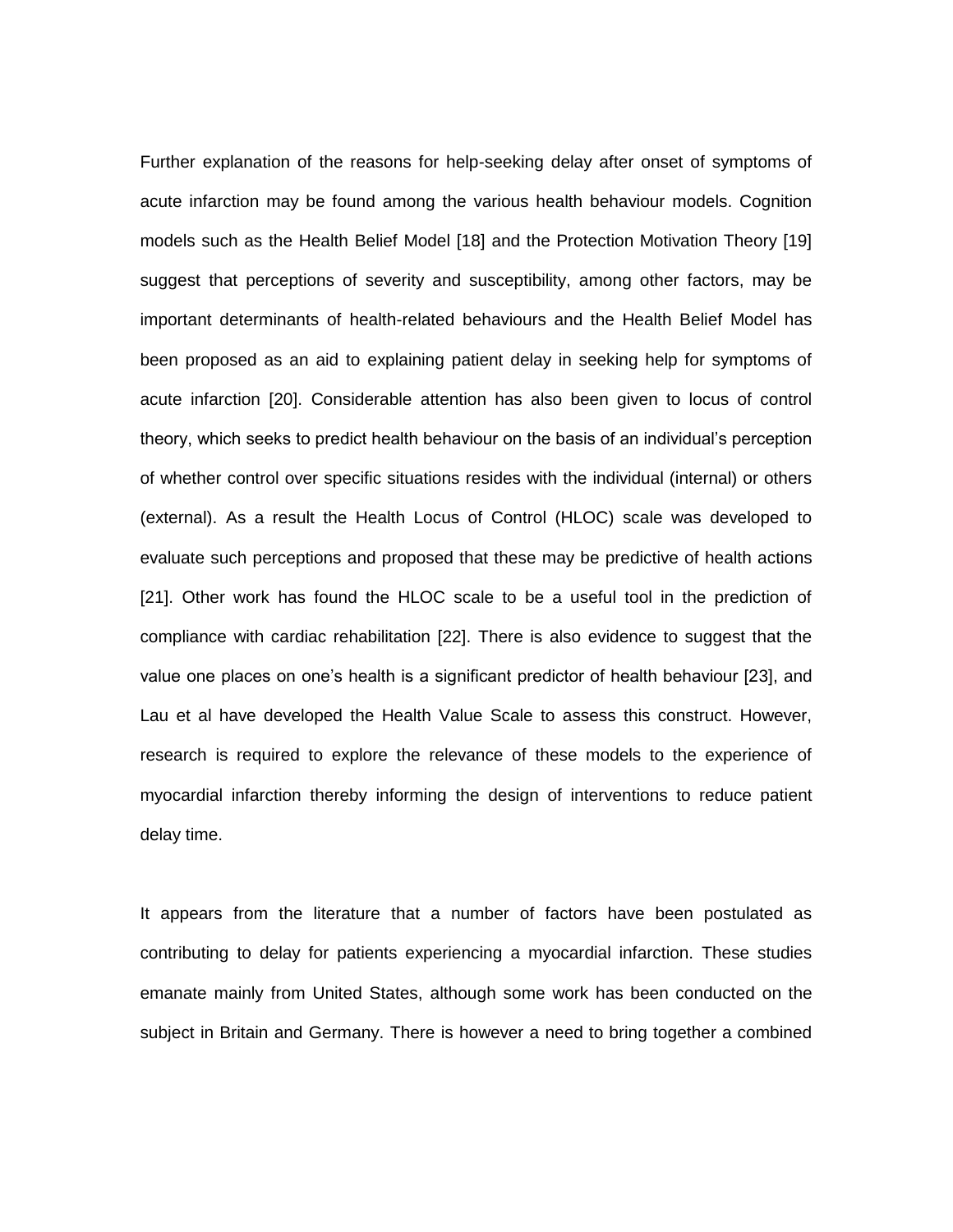Further explanation of the reasons for help-seeking delay after onset of symptoms of acute infarction may be found among the various health behaviour models. Cognition models such as the Health Belief Model [18] and the Protection Motivation Theory [19] suggest that perceptions of severity and susceptibility, among other factors, may be important determinants of health-related behaviours and the Health Belief Model has been proposed as an aid to explaining patient delay in seeking help for symptoms of acute infarction [20]. Considerable attention has also been given to locus of control theory, which seeks to predict health behaviour on the basis of an individual's perception of whether control over specific situations resides with the individual (internal) or others (external). As a result the Health Locus of Control (HLOC) scale was developed to evaluate such perceptions and proposed that these may be predictive of health actions [21]. Other work has found the HLOC scale to be a useful tool in the prediction of compliance with cardiac rehabilitation [22]. There is also evidence to suggest that the value one places on one's health is a significant predictor of health behaviour [23], and Lau et al have developed the Health Value Scale to assess this construct. However, research is required to explore the relevance of these models to the experience of myocardial infarction thereby informing the design of interventions to reduce patient delay time.

It appears from the literature that a number of factors have been postulated as contributing to delay for patients experiencing a myocardial infarction. These studies emanate mainly from United States, although some work has been conducted on the subject in Britain and Germany. There is however a need to bring together a combined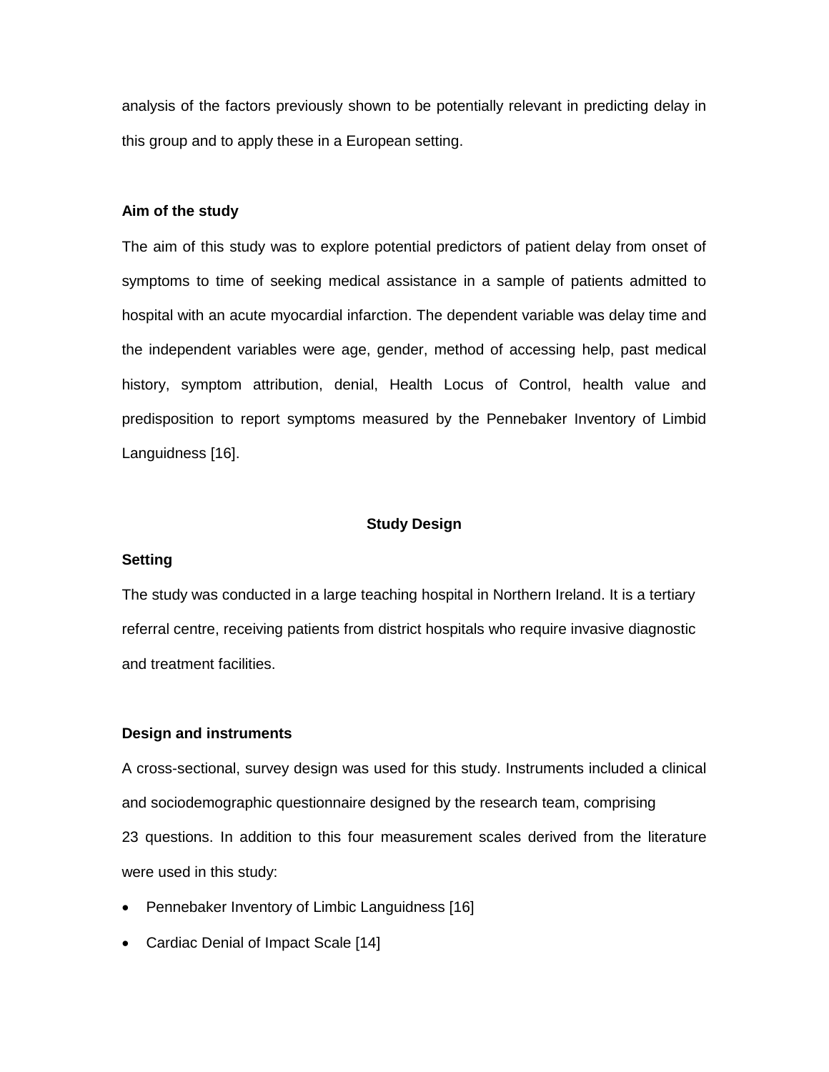analysis of the factors previously shown to be potentially relevant in predicting delay in this group and to apply these in a European setting.

### Aim of the study

The aim of this study was to explore potential predictors of patient delay from onset of symptoms to time of seeking medical assistance in a sample of patients admitted to hospital with an acute myocardial infarction. The dependent variable was delay time and the independent variables were age, gender, method of accessing help, past medical history, symptom attribution, denial, Health Locus of Control, health value and predisposition to report symptoms measured by the Pennebaker Inventory of Limbid Languidness [16].

## Study Design

### Setting

The study was conducted in a large teaching hospital in Northern Ireland. It is a tertiary referral centre, receiving patients from district hospitals who require invasive diagnostic and treatment facilities.

### Design and instruments

A cross-sectional, survey design was used for this study. Instruments included a clinical and sociodemographic questionnaire designed by the research team, comprising 23 questions. In addition to this four measurement scales derived from the literature were used in this study:

- Pennebaker Inventory of Limbic Languidness [16]
- Cardiac Denial of Impact Scale [14]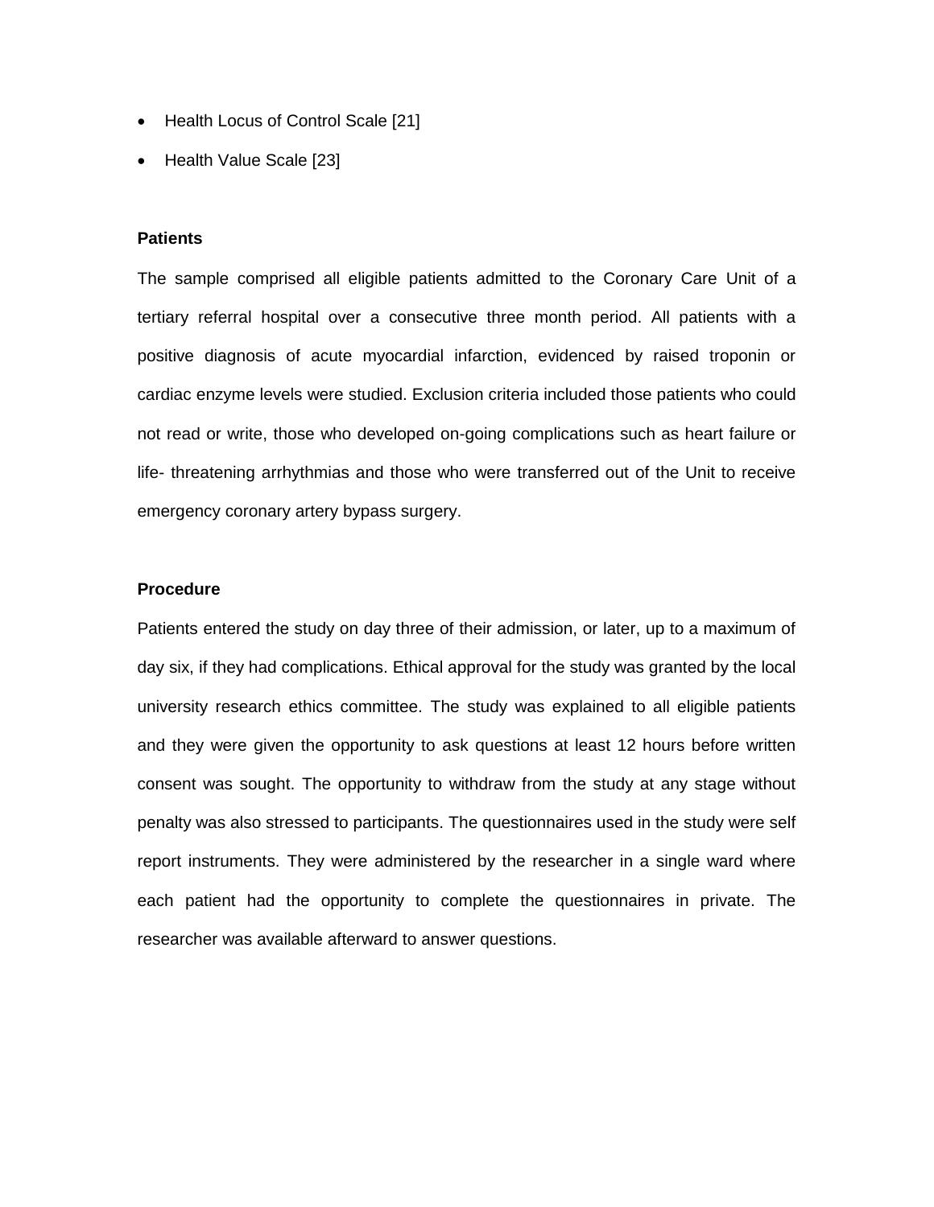- Health Locus of Control Scale [21]
- Health Value Scale [23]

**Patients**

The sample comprised all eligible patients admitted to the Coronary Care Unit of a tertiary referral hospital over a consecutive three month period. All patients with a positive diagnosis of acute myocardial infarction, evidenced by raised troponin or cardiac enzyme levels were studied. Exclusion criteria included those patients who could not read or write, those who developed on-going complications such as heart failure or life- threatening arrhythmias and those who were transferred out of the Unit to receive emergency coronary artery bypass surgery.

**Procedure**

Patients entered the study on day three of their admission, or later, up to a maximum of day six, if they had complications. Ethical approval for the study was granted by the local university research ethics committee. The study was explained to all eligible patients and they were given the opportunity to ask questions at least 12 hours before written consent was sought. The opportunity to withdraw from the study at any stage without penalty was also stressed to participants. The questionnaires used in the study were self report instruments. They were administered by the researcher in a single ward where each patient had the opportunity to complete the questionnaires in private. The researcher was available afterward to answer questions.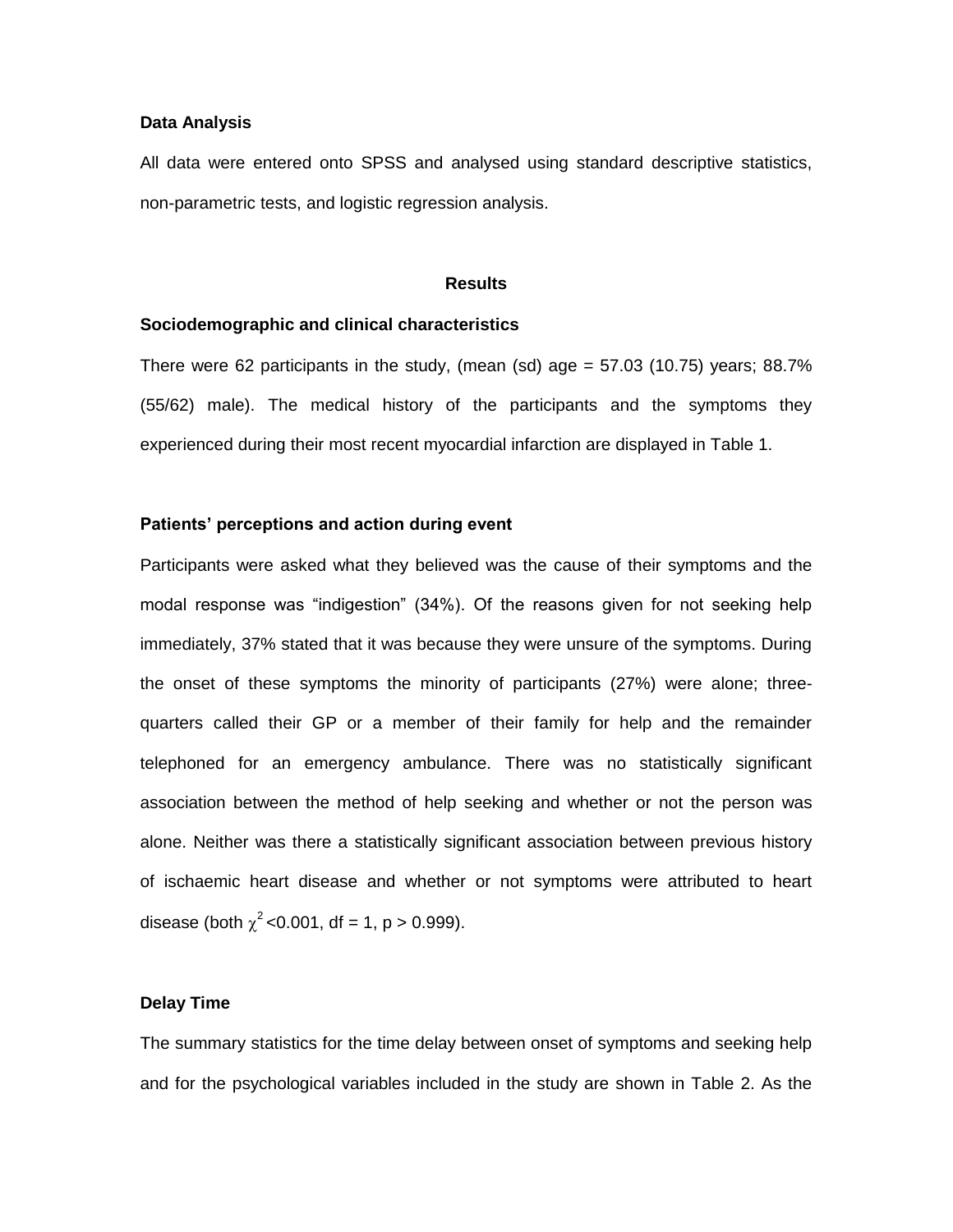**Data Analysis**

All data were entered onto SPSS and analysed using standard descriptive statistics, non-parametric tests, and logistic regression analysis.

## Results

**Sociodemographic and clinical characteristics**

There were 62 participants in the study, (mean (sd) age = 57.03 (10.75) years; 88.7% (55/62) male). The medical history of the participants and the symptoms they experienced during their most recent myocardial infarction are displayed in Table 1.

**Patients' perceptions and action during event**

Participants were asked what they believed was the cause of their symptoms and the modal response was "indigestion" (34%). Of the reasons given for not seeking help immediately, 37% stated that it was because they were unsure of the symptoms. During the onset of these symptoms the minority of participants (27%) were alone; three-quarters called their GP or a member of their family for help and the remainder telephoned for an emergency ambulance. There was no statistically significant association between the method of help seeking and whether or not the person was alone. Neither was there a statistically significant association between previous history of ischaemic heart disease and whether or not symptoms were attributed to heart disease (both $\chi^2 < 0.001$, df = 1, $p > 0.999$).

**Delay Time**

The summary statistics for the time delay between onset of symptoms and seeking help and for the psychological variables included in the study are shown in Table 2. As the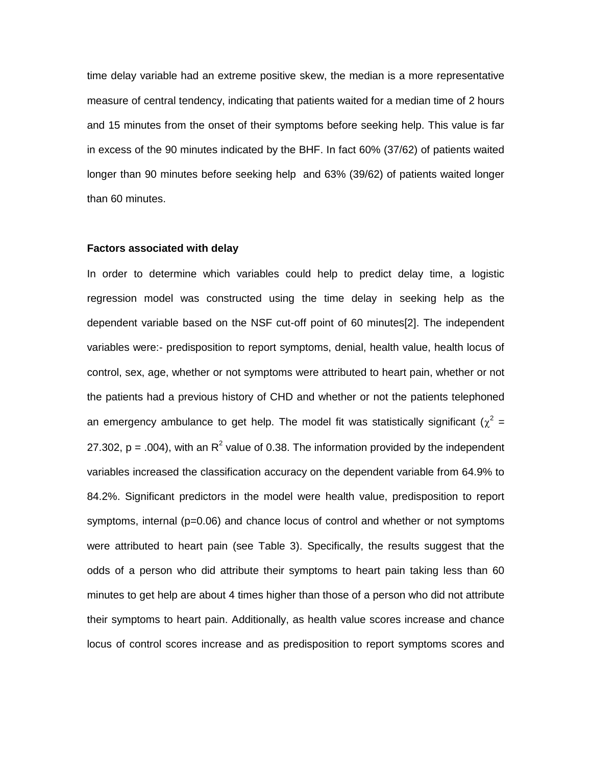time delay variable had an extreme positive skew, the median is a more representative measure of central tendency, indicating that patients waited for a median time of 2 hours and 15 minutes from the onset of their symptoms before seeking help. This value is far in excess of the 90 minutes indicated by the BHF. In fact 60% (37/62) of patients waited longer than 90 minutes before seeking help and 63% (39/62) of patients waited longer than 60 minutes.

**Factors associated with delay**

In order to determine which variables could help to predict delay time, a logistic regression model was constructed using the time delay in seeking help as the dependent variable based on the NSF cut-off point of 60 minutes[2]. The independent variables were:- predisposition to report symptoms, denial, health value, health locus of control, sex, age, whether or not symptoms were attributed to heart pain, whether or not the patients had a previous history of CHD and whether or not the patients telephoned an emergency ambulance to get help. The model fit was statistically significant ($\chi^2$ = 27.302, p = .004), with an $R^2$ value of 0.38. The information provided by the independent variables increased the classification accuracy on the dependent variable from 64.9% to 84.2%. Significant predictors in the model were health value, predisposition to report symptoms, internal (p=0.06) and chance locus of control and whether or not symptoms were attributed to heart pain (see Table 3). Specifically, the results suggest that the odds of a person who did attribute their symptoms to heart pain taking less than 60 minutes to get help are about 4 times higher than those of a person who did not attribute their symptoms to heart pain. Additionally, as health value scores increase and chance locus of control scores increase and as predisposition to report symptoms scores and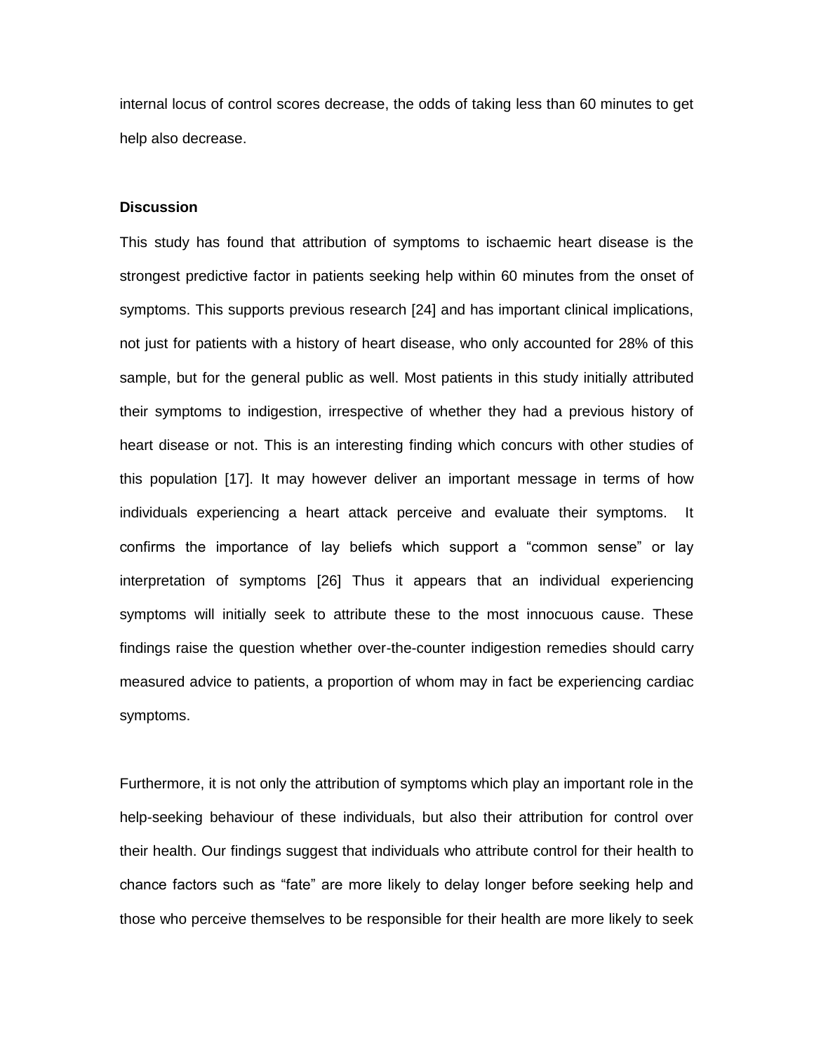internal locus of control scores decrease, the odds of taking less than 60 minutes to get help also decrease.

**Discussion**

This study has found that attribution of symptoms to ischaemic heart disease is the strongest predictive factor in patients seeking help within 60 minutes from the onset of symptoms. This supports previous research [24] and has important clinical implications, not just for patients with a history of heart disease, who only accounted for 28% of this sample, but for the general public as well. Most patients in this study initially attributed their symptoms to indigestion, irrespective of whether they had a previous history of heart disease or not. This is an interesting finding which concurs with other studies of this population [17]. It may however deliver an important message in terms of how individuals experiencing a heart attack perceive and evaluate their symptoms. It confirms the importance of lay beliefs which support a "common sense" or lay interpretation of symptoms [26] Thus it appears that an individual experiencing symptoms will initially seek to attribute these to the most innocuous cause. These findings raise the question whether over-the-counter indigestion remedies should carry measured advice to patients, a proportion of whom may in fact be experiencing cardiac symptoms.

Furthermore, it is not only the attribution of symptoms which play an important role in the help-seeking behaviour of these individuals, but also their attribution for control over their health. Our findings suggest that individuals who attribute control for their health to chance factors such as "fate" are more likely to delay longer before seeking help and those who perceive themselves to be responsible for their health are more likely to seek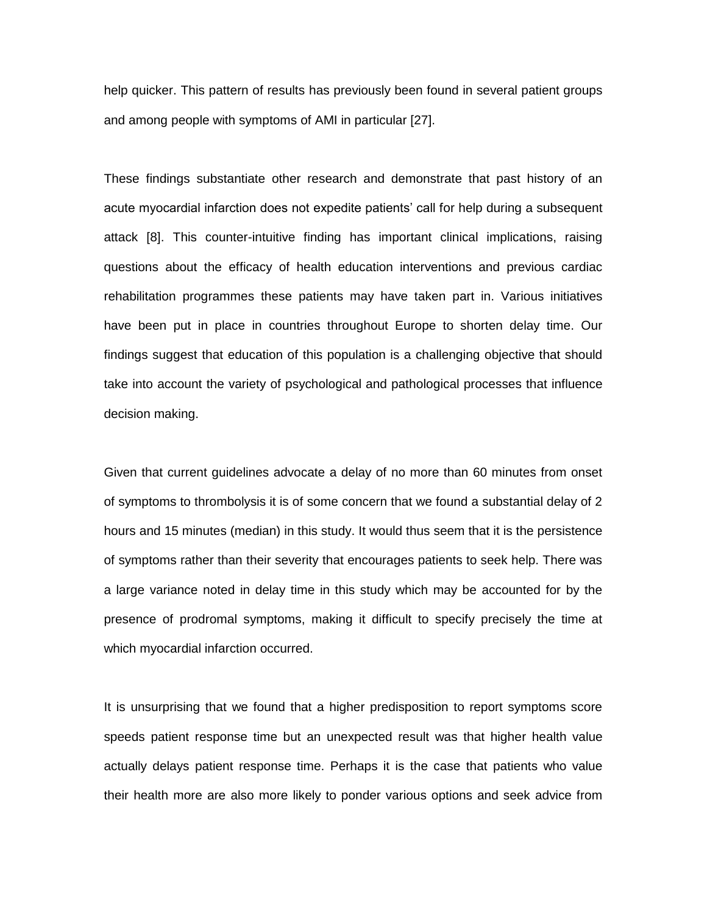help quicker. This pattern of results has previously been found in several patient groups and among people with symptoms of AMI in particular [27].

These findings substantiate other research and demonstrate that past history of an acute myocardial infarction does not expedite patients' call for help during a subsequent attack [8]. This counter-intuitive finding has important clinical implications, raising questions about the efficacy of health education interventions and previous cardiac rehabilitation programmes these patients may have taken part in. Various initiatives have been put in place in countries throughout Europe to shorten delay time. Our findings suggest that education of this population is a challenging objective that should take into account the variety of psychological and pathological processes that influence decision making.

Given that current guidelines advocate a delay of no more than 60 minutes from onset of symptoms to thrombolysis it is of some concern that we found a substantial delay of 2 hours and 15 minutes (median) in this study. It would thus seem that it is the persistence of symptoms rather than their severity that encourages patients to seek help. There was a large variance noted in delay time in this study which may be accounted for by the presence of prodromal symptoms, making it difficult to specify precisely the time at which myocardial infarction occurred.

It is unsurprising that we found that a higher predisposition to report symptoms score speeds patient response time but an unexpected result was that higher health value actually delays patient response time. Perhaps it is the case that patients who value their health more are also more likely to ponder various options and seek advice from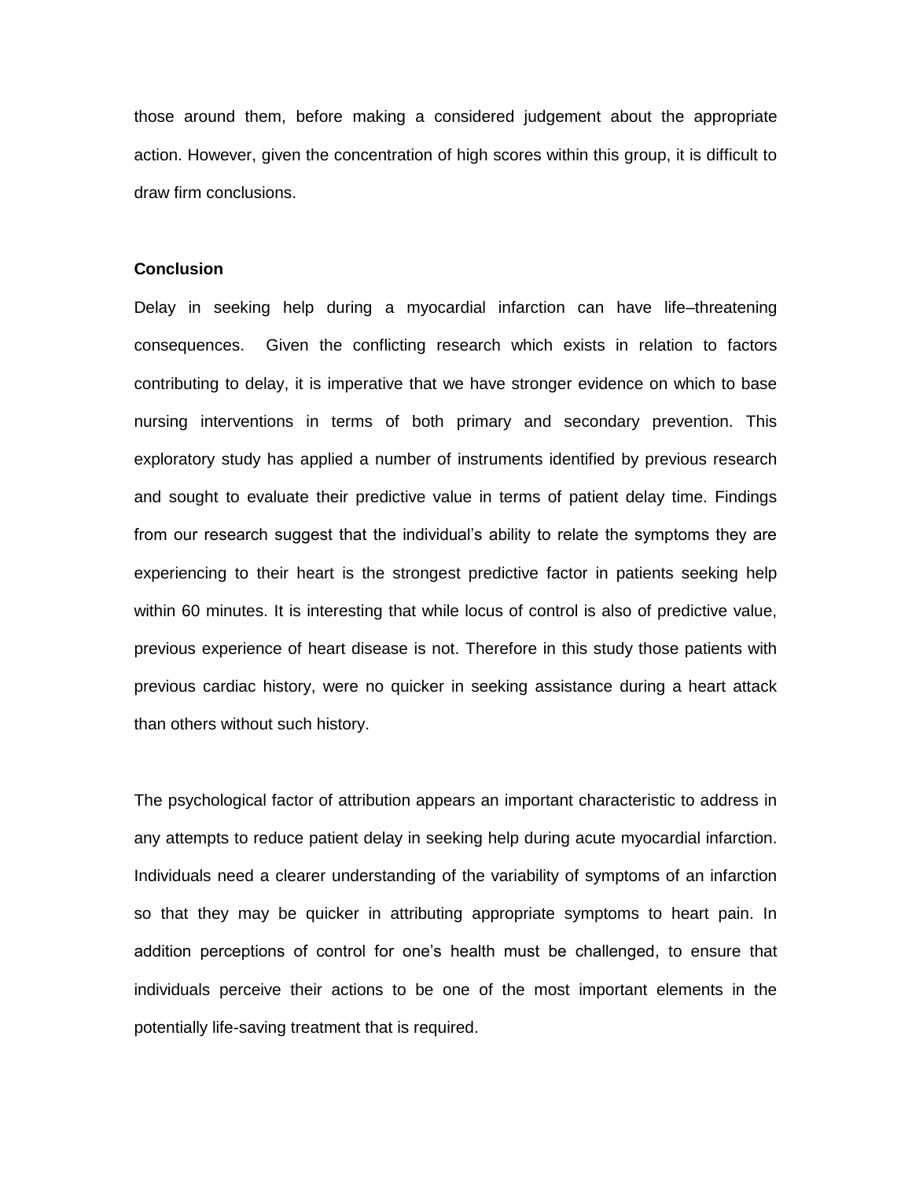those around them, before making a considered judgement about the appropriate action. However, given the concentration of high scores within this group, it is difficult to draw firm conclusions.

## Conclusion

Delay in seeking help during a myocardial infarction can have life–threatening consequences. Given the conflicting research which exists in relation to factors contributing to delay, it is imperative that we have stronger evidence on which to base nursing interventions in terms of both primary and secondary prevention. This exploratory study has applied a number of instruments identified by previous research and sought to evaluate their predictive value in terms of patient delay time. Findings from our research suggest that the individual's ability to relate the symptoms they are experiencing to their heart is the strongest predictive factor in patients seeking help within 60 minutes. It is interesting that while locus of control is also of predictive value, previous experience of heart disease is not. Therefore in this study those patients with previous cardiac history, were no quicker in seeking assistance during a heart attack than others without such history.

The psychological factor of attribution appears an important characteristic to address in any attempts to reduce patient delay in seeking help during acute myocardial infarction. Individuals need a clearer understanding of the variability of symptoms of an infarction so that they may be quicker in attributing appropriate symptoms to heart pain. In addition perceptions of control for one's health must be challenged, to ensure that individuals perceive their actions to be one of the most important elements in the potentially life-saving treatment that is required.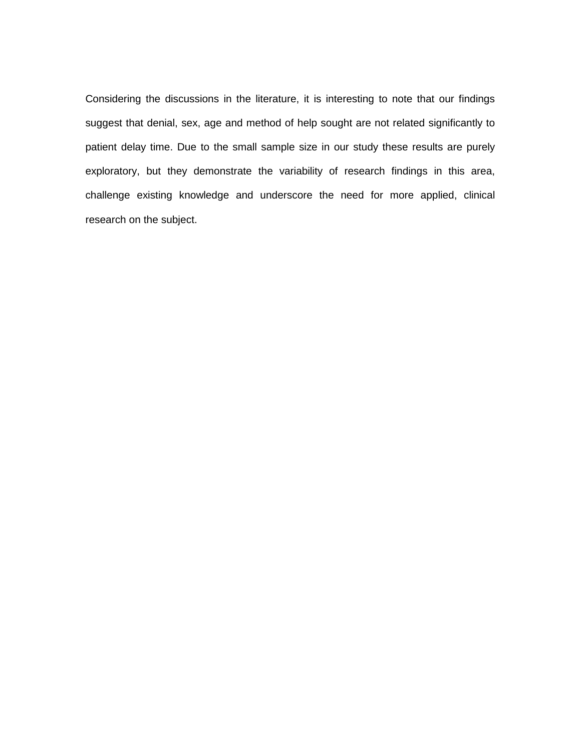Considering the discussions in the literature, it is interesting to note that our findings suggest that denial, sex, age and method of help sought are not related significantly to patient delay time. Due to the small sample size in our study these results are purely exploratory, but they demonstrate the variability of research findings in this area, challenge existing knowledge and underscore the need for more applied, clinical research on the subject.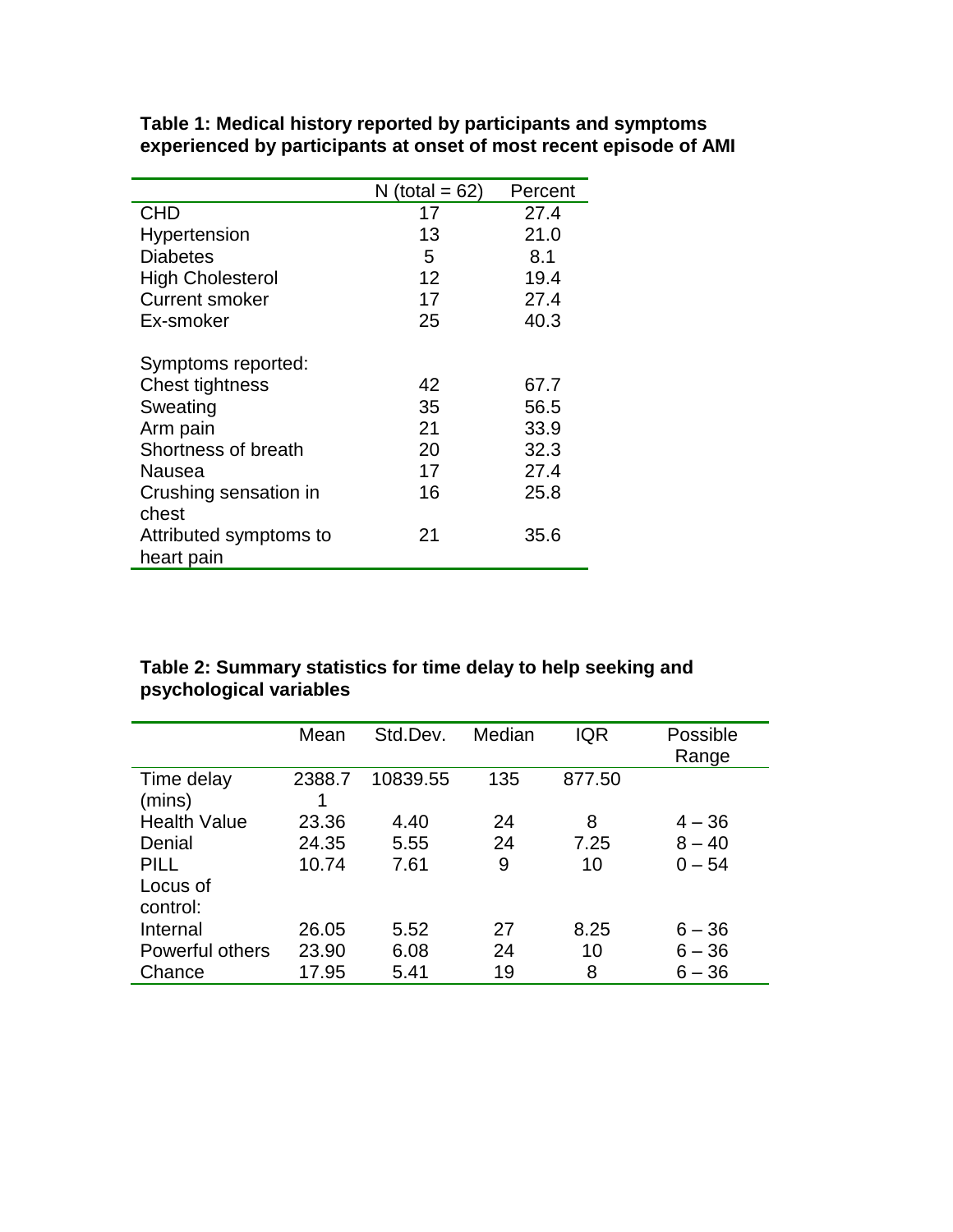**Table 1: Medical history reported by participants and symptoms experienced by participants at onset of most recent episode of AMI**

| | N (total = 62) | Percent |
|---|---|---|
| CHD | 17 | 27.4 |
| Hypertension | 13 | 21.0 |
| Diabetes | 5 | 8.1 |
| High Cholesterol | 12 | 19.4 |
| Current smoker | 17 | 27.4 |
| Ex-smoker | 25 | 40.3 |
| Symptoms reported: | | |
| Chest tightness | 42 | 67.7 |
| Sweating | 35 | 56.5 |
| Arm pain | 21 | 33.9 |
| Shortness of breath | 20 | 32.3 |
| Nausea | 17 | 27.4 |
| Crushing sensation in chest | 16 | 25.8 |
| Attributed symptoms to heart pain | 21 | 35.6 |

**Table 2: Summary statistics for time delay to help seeking and psychological variables**

| | Mean | Std.Dev. | Median | IQR | Possible Range |
|---|---|---|---|---|---|
| Time delay (mins) | 2388.71 | 10839.55 | 135 | 877.50 | |
| Health Value | 23.36 | 4.40 | 24 | 8 | 4 – 36 |
| Denial | 24.35 | 5.55 | 24 | 7.25 | 8 – 40 |
| PILL | 10.74 | 7.61 | 9 | 10 | 0 – 54 |
| Locus of control: | | | | | |
| Internal | 26.05 | 5.52 | 27 | 8.25 | 6 – 36 |
| Powerful others | 23.90 | 6.08 | 24 | 10 | 6 – 36 |
| Chance | 17.95 | 5.41 | 19 | 8 | 6 – 36 |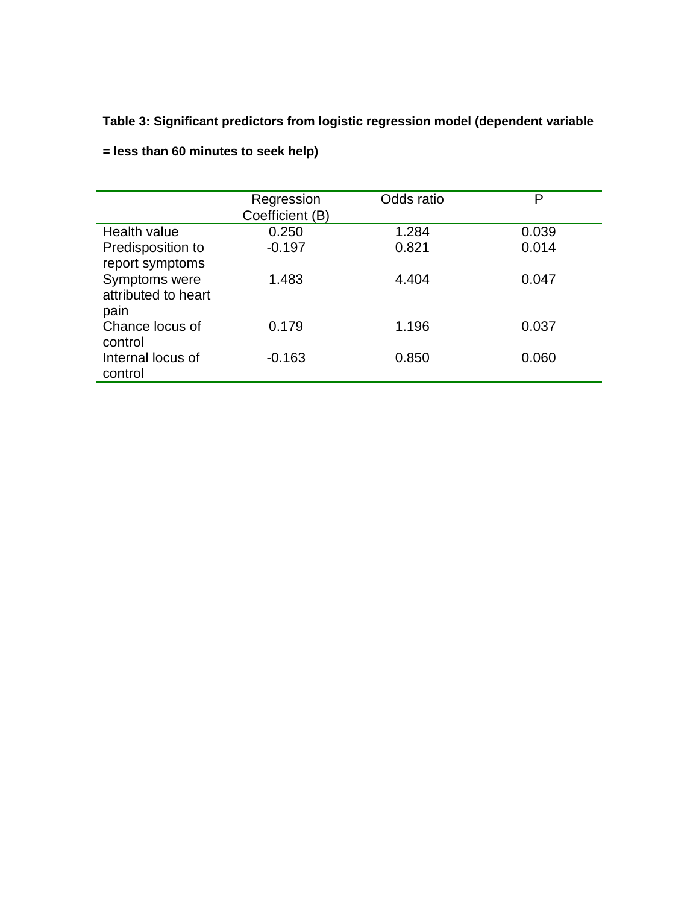**Table 3: Significant predictors from logistic regression model (dependent variable = less than 60 minutes to seek help)**

| | Regression Coefficient (B) | Odds ratio | P |
|---|---|---|---|
| Health value | 0.250 | 1.284 | 0.039 |
| Predisposition to report symptoms | -0.197 | 0.821 | 0.014 |
| Symptoms were attributed to heart pain | 1.483 | 4.404 | 0.047 |
| Chance locus of control | 0.179 | 1.196 | 0.037 |
| Internal locus of control | -0.163 | 0.850 | 0.060 |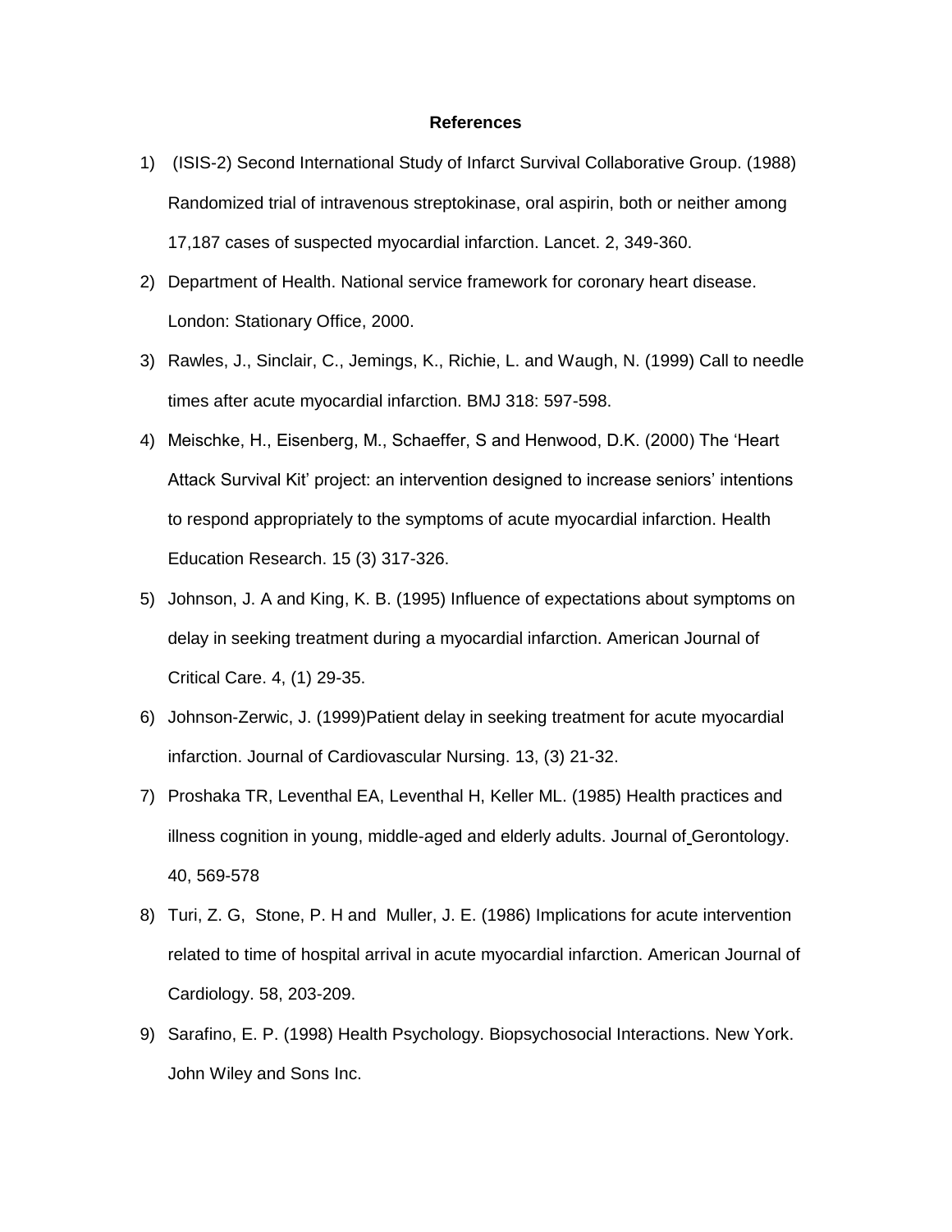**References**

1) (ISIS-2) Second International Study of Infarct Survival Collaborative Group. (1988) Randomized trial of intravenous streptokinase, oral aspirin, both or neither among 17,187 cases of suspected myocardial infarction. Lancet. 2, 349-360.
2) Department of Health. National service framework for coronary heart disease. London: Stationary Office, 2000.
3) Rawles, J., Sinclair, C., Jemings, K., Richie, L. and Waugh, N. (1999) Call to needle times after acute myocardial infarction. BMJ 318: 597-598.
4) Meischke, H., Eisenberg, M., Schaeffer, S and Henwood, D.K. (2000) The 'Heart Attack Survival Kit' project: an intervention designed to increase seniors' intentions to respond appropriately to the symptoms of acute myocardial infarction. Health Education Research. 15 (3) 317-326.
5) Johnson, J. A and King, K. B. (1995) Influence of expectations about symptoms on delay in seeking treatment during a myocardial infarction. American Journal of Critical Care. 4, (1) 29-35.
6) Johnson-Zerwic, J. (1999)Patient delay in seeking treatment for acute myocardial infarction. Journal of Cardiovascular Nursing. 13, (3) 21-32.
7) Proshaka TR, Leventhal EA, Leventhal H, Keller ML. (1985) Health practices and illness cognition in young, middle-aged and elderly adults. Journal of Gerontology. 40, 569-578
8) Turi, Z. G, Stone, P. H and Muller, J. E. (1986) Implications for acute intervention related to time of hospital arrival in acute myocardial infarction. American Journal of Cardiology. 58, 203-209.
9) Sarafino, E. P. (1998) Health Psychology. Biopsychosocial Interactions. New York. John Wiley and Sons Inc.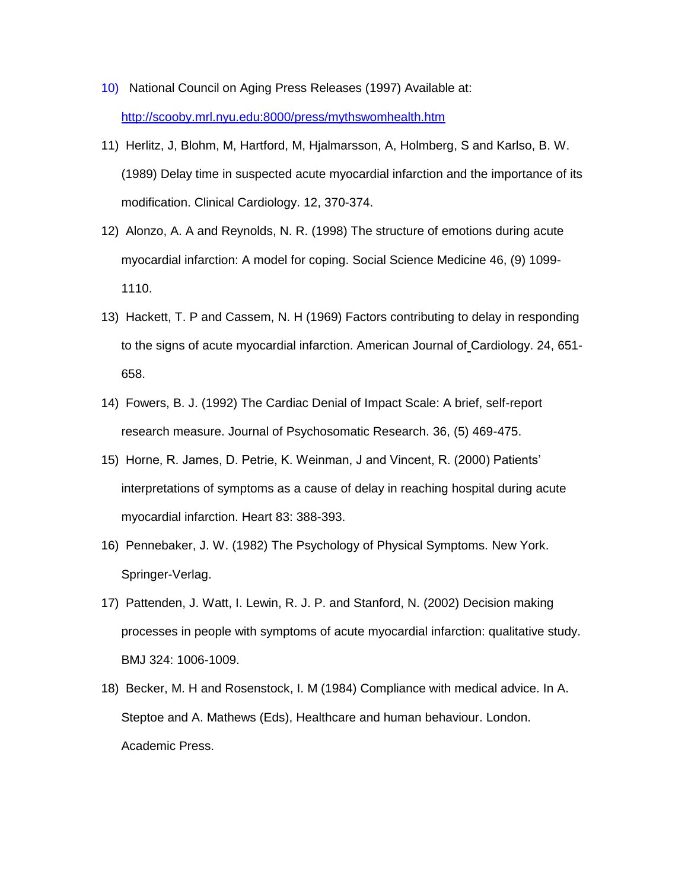10) National Council on Aging Press Releases (1997) Available at: http://scooby.mrl.nyu.edu:8000/press/mythswomhealth.htm

11) Herlitz, J, Blohm, M, Hartford, M, Hjalmarsson, A, Holmberg, S and Karlso, B. W. (1989) Delay time in suspected acute myocardial infarction and the importance of its modification. Clinical Cardiology. 12, 370-374.

12) Alonzo, A. A and Reynolds, N. R. (1998) The structure of emotions during acute myocardial infarction: A model for coping. Social Science Medicine 46, (9) 1099-1110.

13) Hackett, T. P and Cassem, N. H (1969) Factors contributing to delay in responding to the signs of acute myocardial infarction. American Journal of Cardiology. 24, 651-658.

14) Fowers, B. J. (1992) The Cardiac Denial of Impact Scale: A brief, self-report research measure. Journal of Psychosomatic Research. 36, (5) 469-475.

15) Horne, R. James, D. Petrie, K. Weinman, J and Vincent, R. (2000) Patients' interpretations of symptoms as a cause of delay in reaching hospital during acute myocardial infarction. Heart 83: 388-393.

16) Pennebaker, J. W. (1982) The Psychology of Physical Symptoms. New York. Springer-Verlag.

17) Pattenden, J. Watt, I. Lewin, R. J. P. and Stanford, N. (2002) Decision making processes in people with symptoms of acute myocardial infarction: qualitative study. BMJ 324: 1006-1009.

18) Becker, M. H and Rosenstock, I. M (1984) Compliance with medical advice. In A. Steptoe and A. Mathews (Eds), Healthcare and human behaviour. London. Academic Press.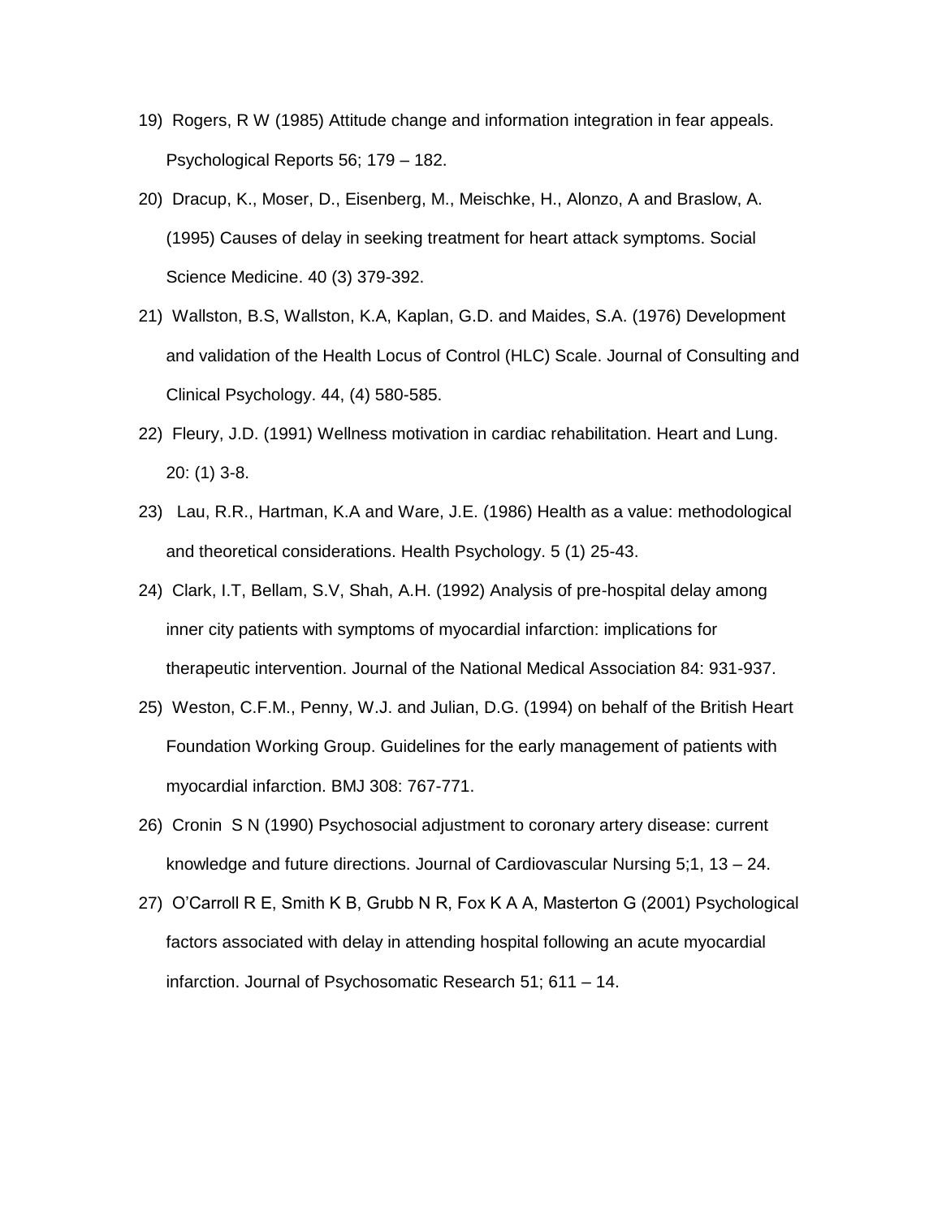19) Rogers, R W (1985) Attitude change and information integration in fear appeals. Psychological Reports 56; 179 – 182.

20) Dracup, K., Moser, D., Eisenberg, M., Meischke, H., Alonzo, A and Braslow, A. (1995) Causes of delay in seeking treatment for heart attack symptoms. Social Science Medicine. 40 (3) 379-392.

21) Wallston, B.S, Wallston, K.A, Kaplan, G.D. and Maides, S.A. (1976) Development and validation of the Health Locus of Control (HLC) Scale. Journal of Consulting and Clinical Psychology. 44, (4) 580-585.

22) Fleury, J.D. (1991) Wellness motivation in cardiac rehabilitation. Heart and Lung. 20: (1) 3-8.

23) Lau, R.R., Hartman, K.A and Ware, J.E. (1986) Health as a value: methodological and theoretical considerations. Health Psychology. 5 (1) 25-43.

24) Clark, I.T, Bellam, S.V, Shah, A.H. (1992) Analysis of pre-hospital delay among inner city patients with symptoms of myocardial infarction: implications for therapeutic intervention. Journal of the National Medical Association 84: 931-937.

25) Weston, C.F.M., Penny, W.J. and Julian, D.G. (1994) on behalf of the British Heart Foundation Working Group. Guidelines for the early management of patients with myocardial infarction. BMJ 308: 767-771.

26) Cronin S N (1990) Psychosocial adjustment to coronary artery disease: current knowledge and future directions. Journal of Cardiovascular Nursing 5;1, 13 – 24.

27) O'Carroll R E, Smith K B, Grubb N R, Fox K A A, Masterton G (2001) Psychological factors associated with delay in attending hospital following an acute myocardial infarction. Journal of Psychosomatic Research 51; 611 – 14.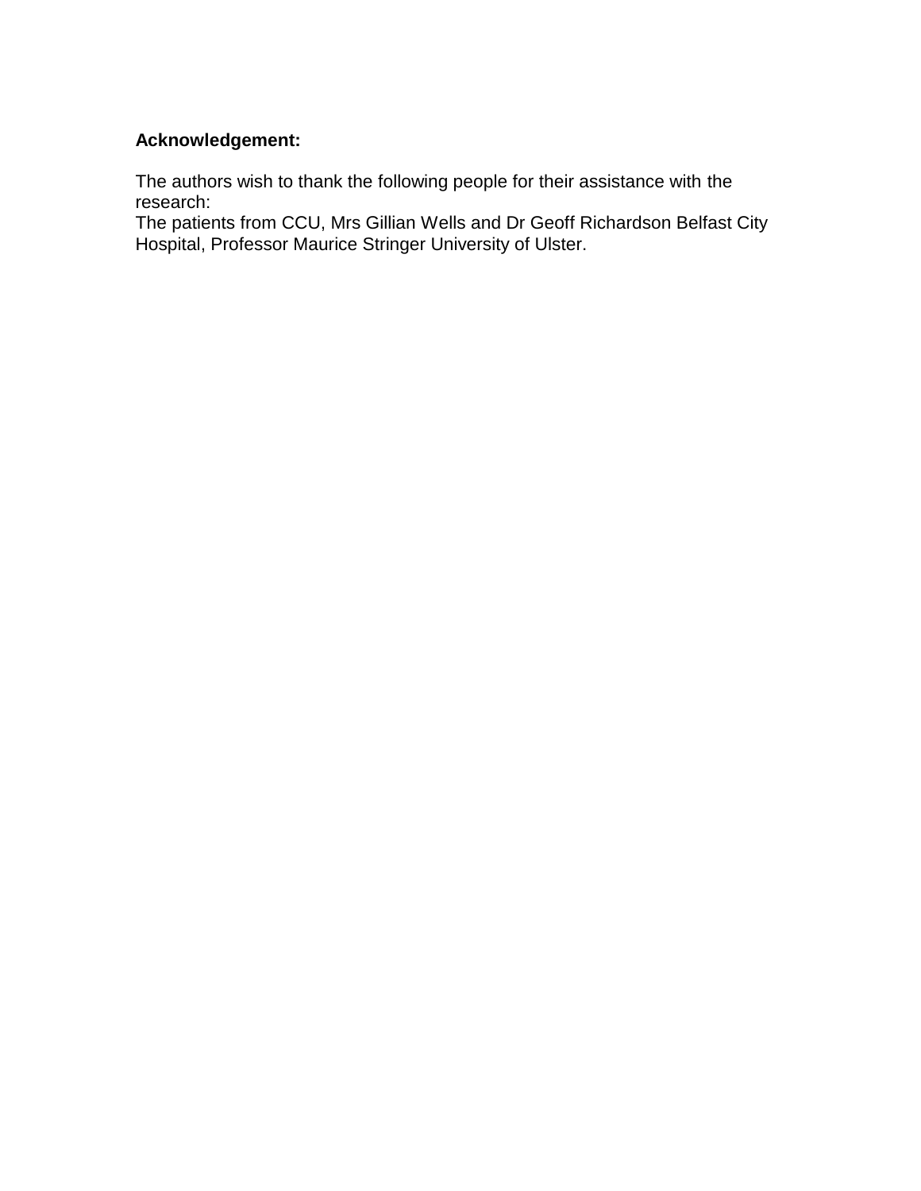**Acknowledgement:**

The authors wish to thank the following people for their assistance with the research:
The patients from CCU, Mrs Gillian Wells and Dr Geoff Richardson Belfast City Hospital, Professor Maurice Stringer University of Ulster.